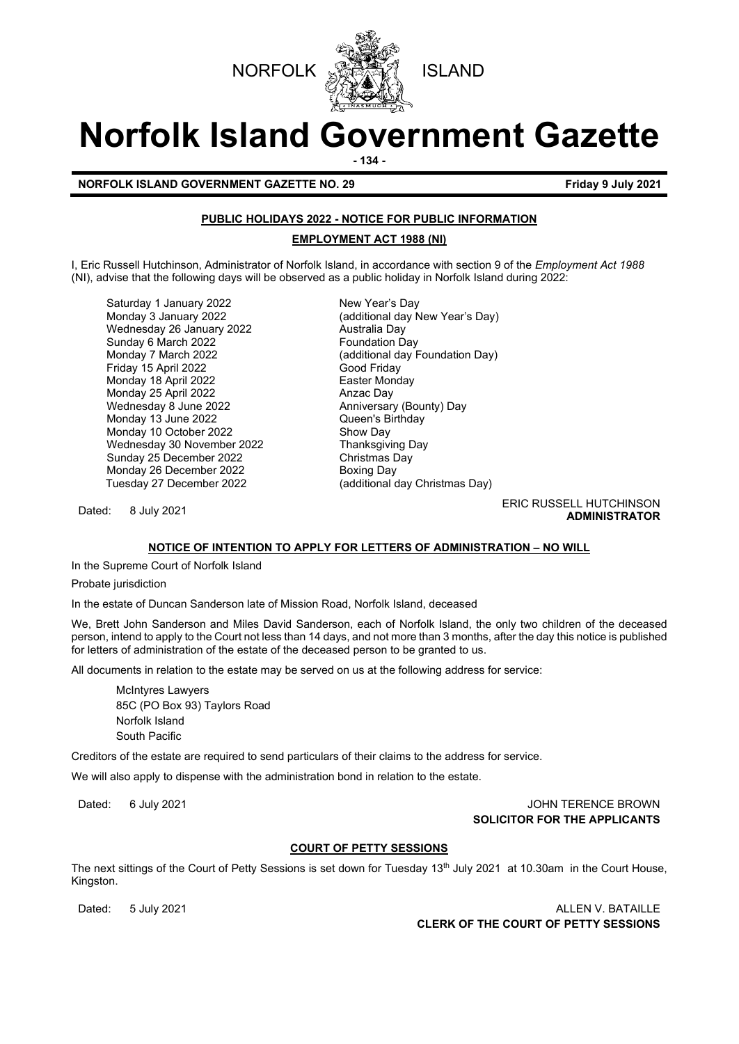NORFOLK ISLAND

# Norfolk Island Government Gazette

**NORFOLK ISLAND GOVERNMENT GAZETTE NO. 29** **Friday 9 July 2021**

## PUBLIC HOLIDAYS 2022 - NOTICE FOR PUBLIC INFORMATION

### EMPLOYMENT ACT 1988 (NI)

I, Eric Russell Hutchinson, Administrator of Norfolk Island, in accordance with section 9 of the *Employment Act 1988* (NI), advise that the following days will be observed as a public holiday in Norfolk Island during 2022:

| | |
|---|---|
| Saturday 1 January 2022 | New Year's Day |
| Monday 3 January 2022 | (additional day New Year's Day) |
| Wednesday 26 January 2022 | Australia Day |
| Sunday 6 March 2022 | Foundation Day |
| Monday 7 March 2022 | (additional day Foundation Day) |
| Friday 15 April 2022 | Good Friday |
| Monday 18 April 2022 | Easter Monday |
| Monday 25 April 2022 | Anzac Day |
| Wednesday 8 June 2022 | Anniversary (Bounty) Day |
| Monday 13 June 2022 | Queen's Birthday |
| Monday 10 October 2022 | Show Day |
| Wednesday 30 November 2022 | Thanksgiving Day |
| Sunday 25 December 2022 | Christmas Day |
| Monday 26 December 2022 | Boxing Day |
| Tuesday 27 December 2022 | (additional day Christmas Day) |

Dated: 8 July 2021

ERIC RUSSELL HUTCHINSON
**ADMINISTRATOR**

## NOTICE OF INTENTION TO APPLY FOR LETTERS OF ADMINISTRATION – NO WILL

In the Supreme Court of Norfolk Island

Probate jurisdiction

In the estate of Duncan Sanderson late of Mission Road, Norfolk Island, deceased

We, Brett John Sanderson and Miles David Sanderson, each of Norfolk Island, the only two children of the deceased person, intend to apply to the Court not less than 14 days, and not more than 3 months, after the day this notice is published for letters of administration of the estate of the deceased person to be granted to us.

All documents in relation to the estate may be served on us at the following address for service:

McIntyres Lawyers
85C (PO Box 93) Taylors Road
Norfolk Island
South Pacific

Creditors of the estate are required to send particulars of their claims to the address for service.

We will also apply to dispense with the administration bond in relation to the estate.

Dated: 6 July 2021

JOHN TERENCE BROWN
**SOLICITOR FOR THE APPLICANTS**

## COURT OF PETTY SESSIONS

The next sittings of the Court of Petty Sessions is set down for Tuesday 13th July 2021 at 10.30am in the Court House, Kingston.

Dated: 5 July 2021

ALLEN V. BATAILLE
**CLERK OF THE COURT OF PETTY SESSIONS**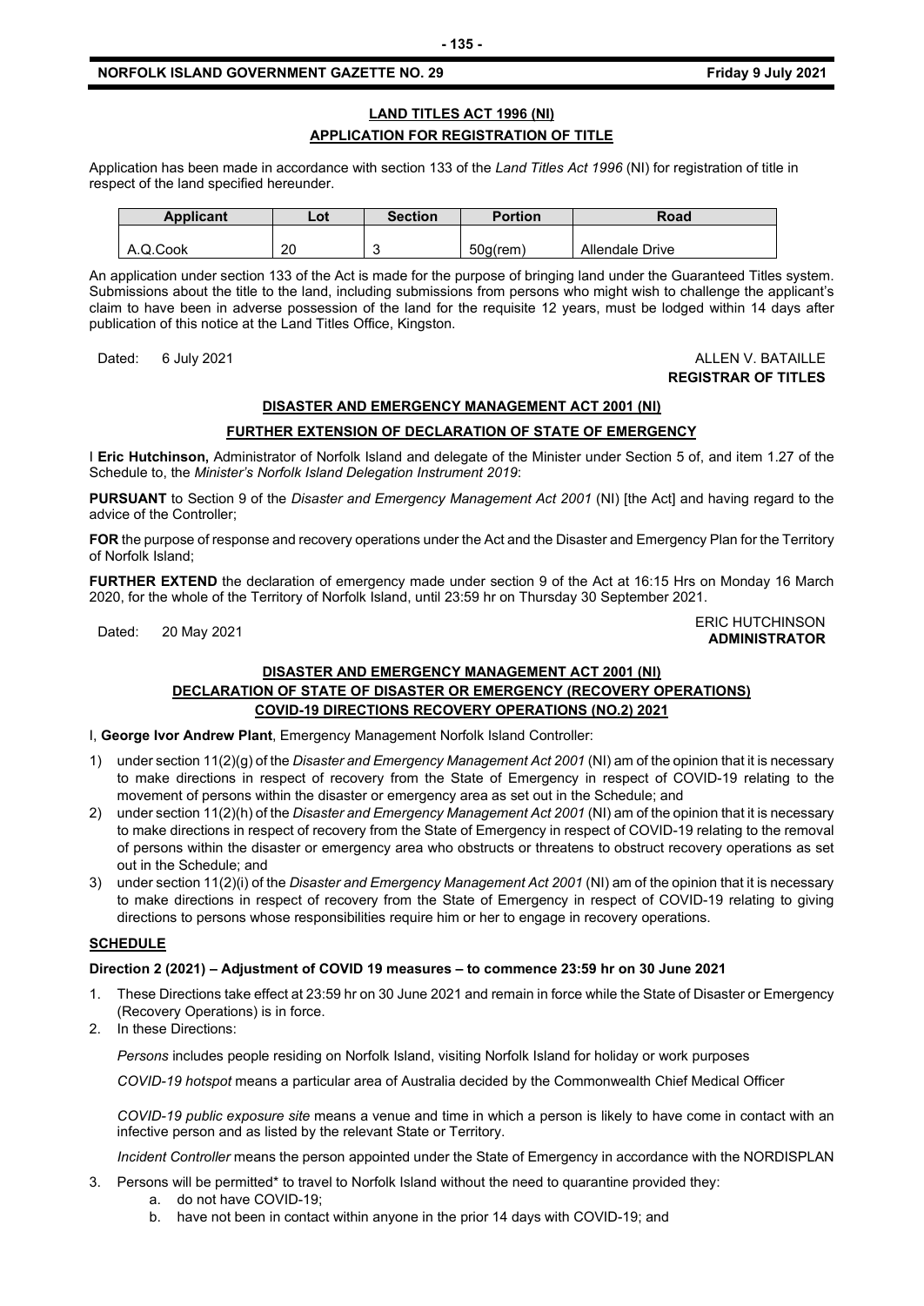## LAND TITLES ACT 1996 (NI)

## APPLICATION FOR REGISTRATION OF TITLE

Application has been made in accordance with section 133 of the *Land Titles Act 1996* (NI) for registration of title in respect of the land specified hereunder.

| Applicant | Lot | Section | Portion | Road |
|---|---|---|---|---|
| A.Q.Cook | 20 | 3 | 50g(rem) | Allendale Drive |

An application under section 133 of the Act is made for the purpose of bringing land under the Guaranteed Titles system. Submissions about the title to the land, including submissions from persons who might wish to challenge the applicant's claim to have been in adverse possession of the land for the requisite 12 years, must be lodged within 14 days after publication of this notice at the Land Titles Office, Kingston.

Dated: 6 July 2021

ALLEN V. BATAILLE
**REGISTRAR OF TITLES**

## DISASTER AND EMERGENCY MANAGEMENT ACT 2001 (NI)

## FURTHER EXTENSION OF DECLARATION OF STATE OF EMERGENCY

I **Eric Hutchinson,** Administrator of Norfolk Island and delegate of the Minister under Section 5 of, and item 1.27 of the Schedule to, the *Minister's Norfolk Island Delegation Instrument 2019*:

**PURSUANT** to Section 9 of the *Disaster and Emergency Management Act 2001* (NI) [the Act] and having regard to the advice of the Controller;

**FOR** the purpose of response and recovery operations under the Act and the Disaster and Emergency Plan for the Territory of Norfolk Island;

**FURTHER EXTEND** the declaration of emergency made under section 9 of the Act at 16:15 Hrs on Monday 16 March 2020, for the whole of the Territory of Norfolk Island, until 23:59 hr on Thursday 30 September 2021.

Dated: 20 May 2021

ERIC HUTCHINSON
**ADMINISTRATOR**

## DISASTER AND EMERGENCY MANAGEMENT ACT 2001 (NI)
## DECLARATION OF STATE OF DISASTER OR EMERGENCY (RECOVERY OPERATIONS)
## COVID-19 DIRECTIONS RECOVERY OPERATIONS (NO.2) 2021

I, **George Ivor Andrew Plant**, Emergency Management Norfolk Island Controller:

1) under section 11(2)(g) of the *Disaster and Emergency Management Act 2001* (NI) am of the opinion that it is necessary to make directions in respect of recovery from the State of Emergency in respect of COVID-19 relating to the movement of persons within the disaster or emergency area as set out in the Schedule; and
2) under section 11(2)(h) of the *Disaster and Emergency Management Act 2001* (NI) am of the opinion that it is necessary to make directions in respect of recovery from the State of Emergency in respect of COVID-19 relating to the removal of persons within the disaster or emergency area who obstructs or threatens to obstruct recovery operations as set out in the Schedule; and
3) under section 11(2)(i) of the *Disaster and Emergency Management Act 2001* (NI) am of the opinion that it is necessary to make directions in respect of recovery from the State of Emergency in respect of COVID-19 relating to giving directions to persons whose responsibilities require him or her to engage in recovery operations.

**SCHEDULE**

**Direction 2 (2021) – Adjustment of COVID 19 measures – to commence 23:59 hr on 30 June 2021**

1. These Directions take effect at 23:59 hr on 30 June 2021 and remain in force while the State of Disaster or Emergency (Recovery Operations) is in force.
2. In these Directions:

   *Persons* includes people residing on Norfolk Island, visiting Norfolk Island for holiday or work purposes

   *COVID-19 hotspot* means a particular area of Australia decided by the Commonwealth Chief Medical Officer

   *COVID-19 public exposure site* means a venue and time in which a person is likely to have come in contact with an infective person and as listed by the relevant State or Territory.

   *Incident Controller* means the person appointed under the State of Emergency in accordance with the NORDISPLAN

3. Persons will be permitted* to travel to Norfolk Island without the need to quarantine provided they:
   a. do not have COVID-19;
   b. have not been in contact within anyone in the prior 14 days with COVID-19; and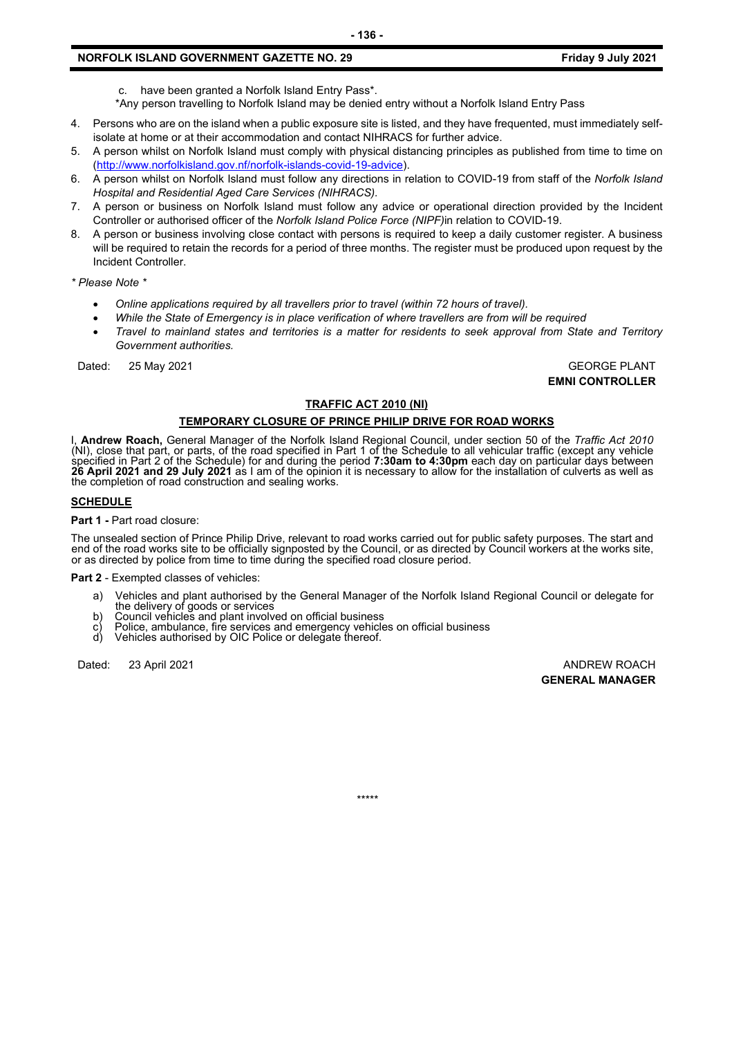c. have been granted a Norfolk Island Entry Pass*.

*Any person travelling to Norfolk Island may be denied entry without a Norfolk Island Entry Pass

4. Persons who are on the island when a public exposure site is listed, and they have frequented, must immediately self-isolate at home or at their accommodation and contact NIHRACS for further advice.
5. A person whilst on Norfolk Island must comply with physical distancing principles as published from time to time on (http://www.norfolkisland.gov.nf/norfolk-islands-covid-19-advice).
6. A person whilst on Norfolk Island must follow any directions in relation to COVID-19 from staff of the *Norfolk Island Hospital and Residential Aged Care Services (NIHRACS).*
7. A person or business on Norfolk Island must follow any advice or operational direction provided by the Incident Controller or authorised officer of the *Norfolk Island Police Force (NIPF)*in relation to COVID-19.
8. A person or business involving close contact with persons is required to keep a daily customer register. A business will be required to retain the records for a period of three months. The register must be produced upon request by the Incident Controller.

*\* Please Note \**

- *Online applications required by all travellers prior to travel (within 72 hours of travel).*
- *While the State of Emergency is in place verification of where travellers are from will be required*
- *Travel to mainland states and territories is a matter for residents to seek approval from State and Territory Government authorities.*

Dated: 25 May 2021

GEORGE PLANT
**EMNI CONTROLLER**

## TRAFFIC ACT 2010 (NI)

## TEMPORARY CLOSURE OF PRINCE PHILIP DRIVE FOR ROAD WORKS

I, **Andrew Roach,** General Manager of the Norfolk Island Regional Council, under section 50 of the *Traffic Act 2010* (NI), close that part, or parts, of the road specified in Part 1 of the Schedule to all vehicular traffic (except any vehicle specified in Part 2 of the Schedule) for and during the period **7:30am to 4:30pm** each day on particular days between **26 April 2021 and 29 July 2021** as I am of the opinion it is necessary to allow for the installation of culverts as well as the completion of road construction and sealing works.

### SCHEDULE

**Part 1 -** Part road closure:

The unsealed section of Prince Philip Drive, relevant to road works carried out for public safety purposes. The start and end of the road works site to be officially signposted by the Council, or as directed by Council workers at the works site, or as directed by police from time to time during the specified road closure period.

**Part 2** - Exempted classes of vehicles:

a) Vehicles and plant authorised by the General Manager of the Norfolk Island Regional Council or delegate for the delivery of goods or services
b) Council vehicles and plant involved on official business
c) Police, ambulance, fire services and emergency vehicles on official business
d) Vehicles authorised by OIC Police or delegate thereof.

Dated: 23 April 2021

ANDREW ROACH
**GENERAL MANAGER**

\*\*\*\*\*